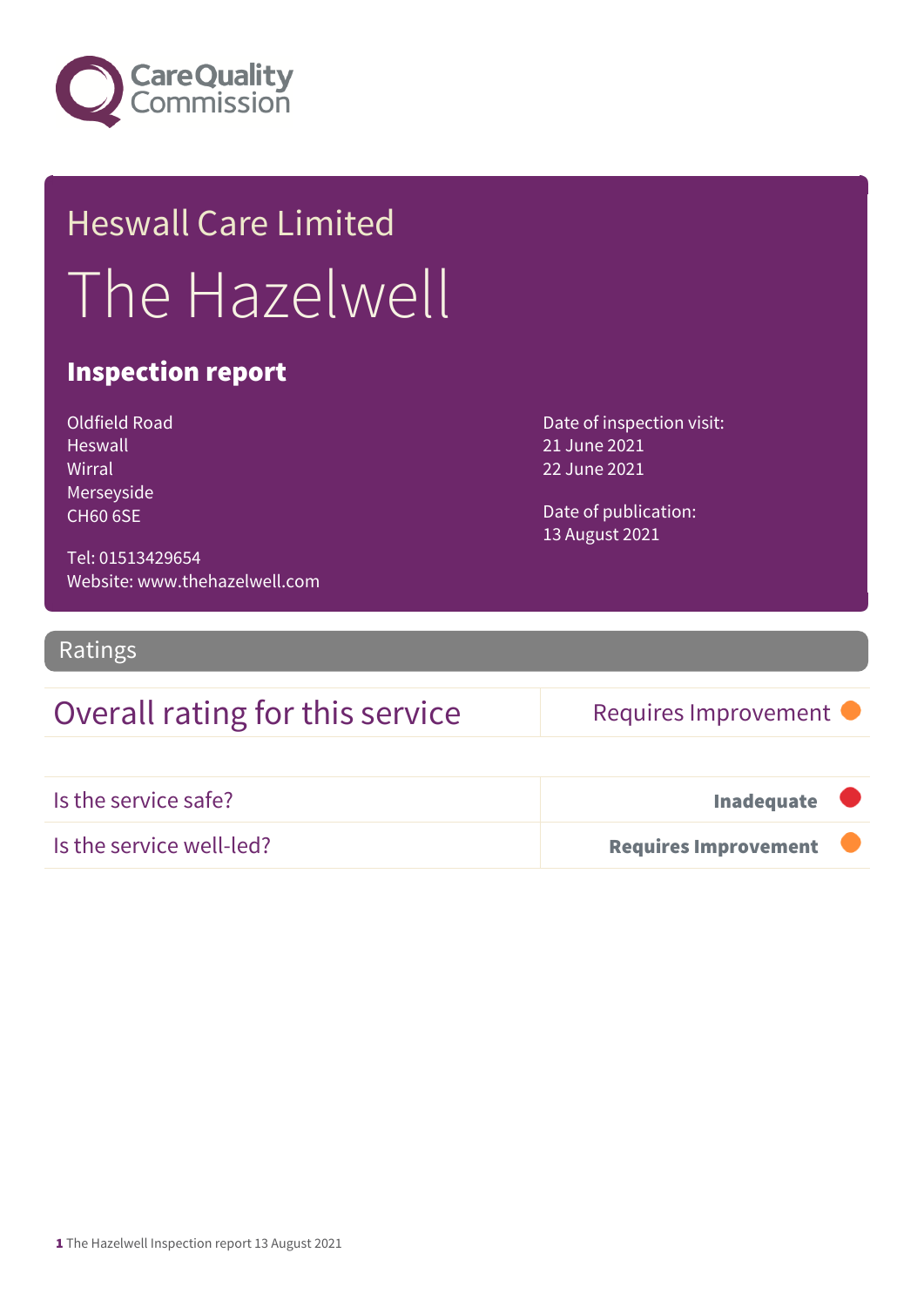Care Quality Commission

# Heswall Care Limited

# The Hazelwell

## Inspection report

Oldfield Road
Heswall
Wirral
Merseyside
CH60 6SE

Tel: 01513429654
Website: www.thehazelwell.com

Date of inspection visit:
21 June 2021
22 June 2021

Date of publication:
13 August 2021

## Ratings

| Overall rating for this service | Requires Improvement |
| --- | --- |

| Is the service safe? | **Inadequate** |
| --- | --- |
| Is the service well-led? | **Requires Improvement** |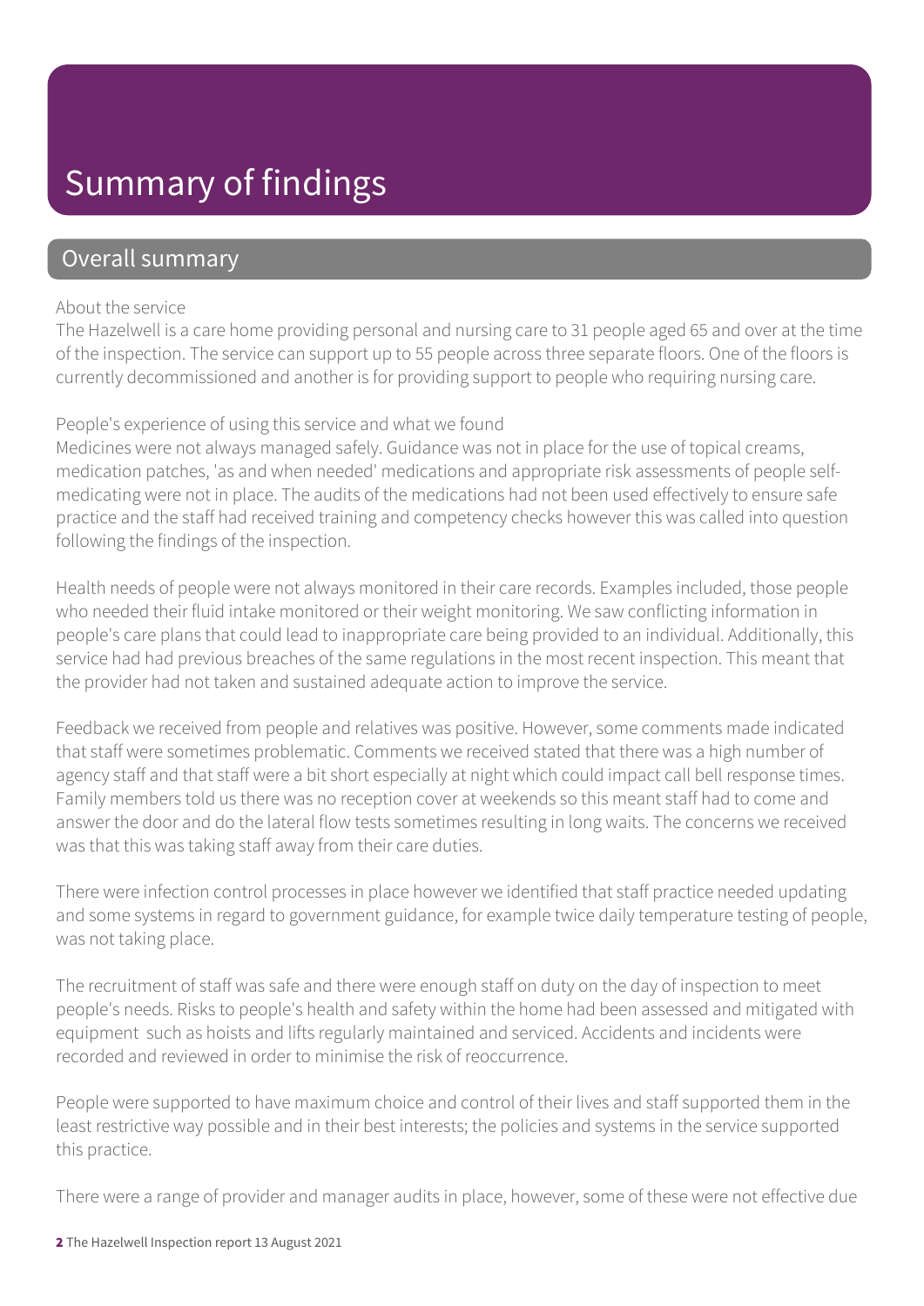# Summary of findings

## Overall summary

About the service

The Hazelwell is a care home providing personal and nursing care to 31 people aged 65 and over at the time of the inspection. The service can support up to 55 people across three separate floors. One of the floors is currently decommissioned and another is for providing support to people who requiring nursing care.

People's experience of using this service and what we found

Medicines were not always managed safely. Guidance was not in place for the use of topical creams, medication patches, 'as and when needed' medications and appropriate risk assessments of people self-medicating were not in place. The audits of the medications had not been used effectively to ensure safe practice and the staff had received training and competency checks however this was called into question following the findings of the inspection.

Health needs of people were not always monitored in their care records. Examples included, those people who needed their fluid intake monitored or their weight monitoring. We saw conflicting information in people's care plans that could lead to inappropriate care being provided to an individual. Additionally, this service had had previous breaches of the same regulations in the most recent inspection. This meant that the provider had not taken and sustained adequate action to improve the service.

Feedback we received from people and relatives was positive. However, some comments made indicated that staff were sometimes problematic. Comments we received stated that there was a high number of agency staff and that staff were a bit short especially at night which could impact call bell response times. Family members told us there was no reception cover at weekends so this meant staff had to come and answer the door and do the lateral flow tests sometimes resulting in long waits. The concerns we received was that this was taking staff away from their care duties.

There were infection control processes in place however we identified that staff practice needed updating and some systems in regard to government guidance, for example twice daily temperature testing of people, was not taking place.

The recruitment of staff was safe and there were enough staff on duty on the day of inspection to meet people's needs. Risks to people's health and safety within the home had been assessed and mitigated with equipment such as hoists and lifts regularly maintained and serviced. Accidents and incidents were recorded and reviewed in order to minimise the risk of reoccurrence.

People were supported to have maximum choice and control of their lives and staff supported them in the least restrictive way possible and in their best interests; the policies and systems in the service supported this practice.

There were a range of provider and manager audits in place, however, some of these were not effective due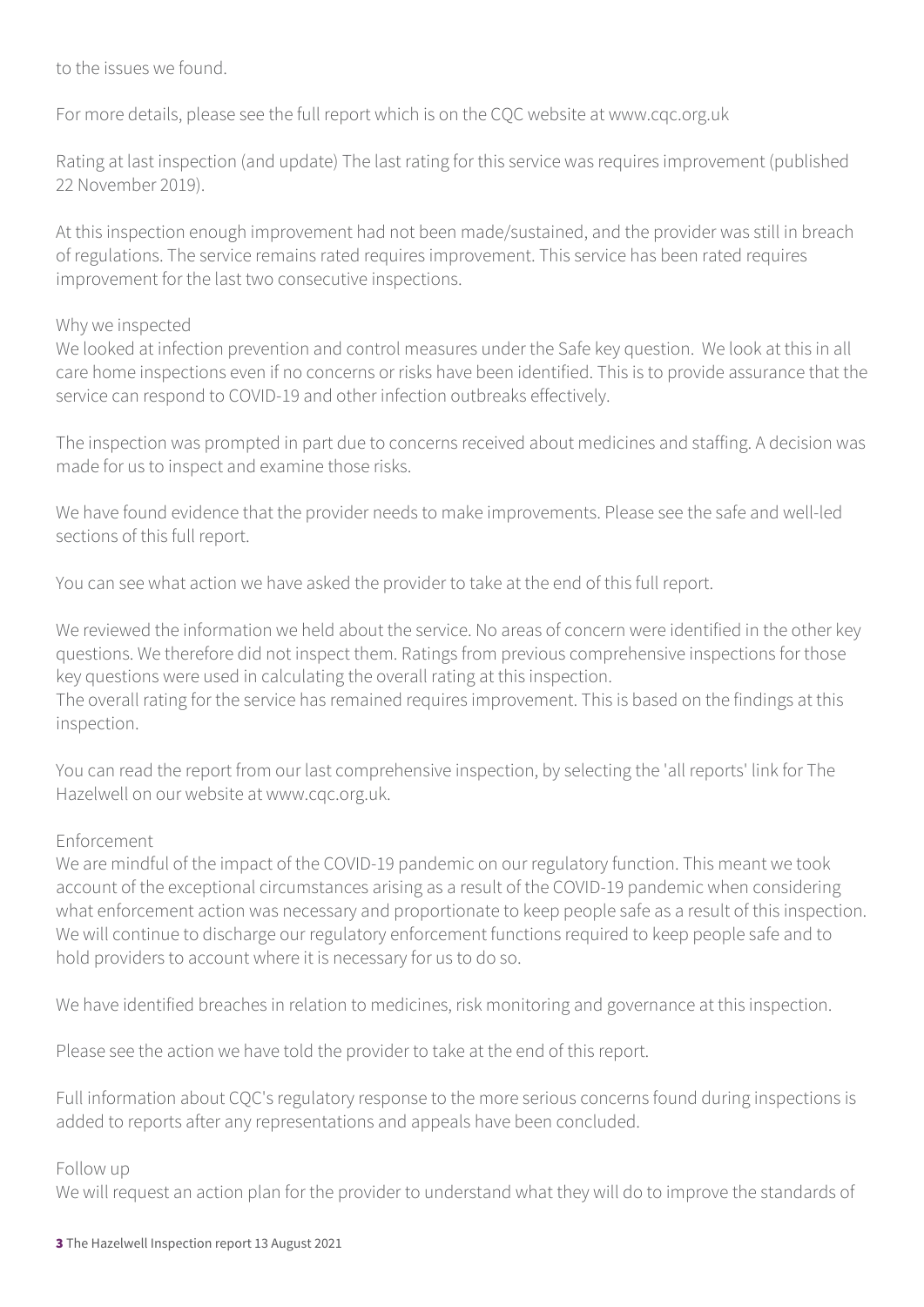to the issues we found.

For more details, please see the full report which is on the CQC website at www.cqc.org.uk

Rating at last inspection (and update) The last rating for this service was requires improvement (published 22 November 2019).

At this inspection enough improvement had not been made/sustained, and the provider was still in breach of regulations. The service remains rated requires improvement. This service has been rated requires improvement for the last two consecutive inspections.

Why we inspected

We looked at infection prevention and control measures under the Safe key question. We look at this in all care home inspections even if no concerns or risks have been identified. This is to provide assurance that the service can respond to COVID-19 and other infection outbreaks effectively.

The inspection was prompted in part due to concerns received about medicines and staffing. A decision was made for us to inspect and examine those risks.

We have found evidence that the provider needs to make improvements. Please see the safe and well-led sections of this full report.

You can see what action we have asked the provider to take at the end of this full report.

We reviewed the information we held about the service. No areas of concern were identified in the other key questions. We therefore did not inspect them. Ratings from previous comprehensive inspections for those key questions were used in calculating the overall rating at this inspection.
The overall rating for the service has remained requires improvement. This is based on the findings at this inspection.

You can read the report from our last comprehensive inspection, by selecting the 'all reports' link for The Hazelwell on our website at www.cqc.org.uk.

Enforcement

We are mindful of the impact of the COVID-19 pandemic on our regulatory function. This meant we took account of the exceptional circumstances arising as a result of the COVID-19 pandemic when considering what enforcement action was necessary and proportionate to keep people safe as a result of this inspection. We will continue to discharge our regulatory enforcement functions required to keep people safe and to hold providers to account where it is necessary for us to do so.

We have identified breaches in relation to medicines, risk monitoring and governance at this inspection.

Please see the action we have told the provider to take at the end of this report.

Full information about CQC's regulatory response to the more serious concerns found during inspections is added to reports after any representations and appeals have been concluded.

Follow up

We will request an action plan for the provider to understand what they will do to improve the standards of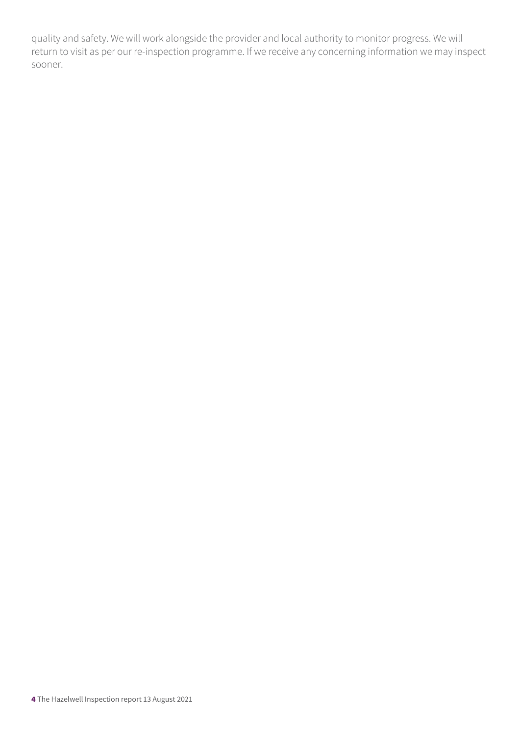quality and safety. We will work alongside the provider and local authority to monitor progress. We will return to visit as per our re-inspection programme. If we receive any concerning information we may inspect sooner.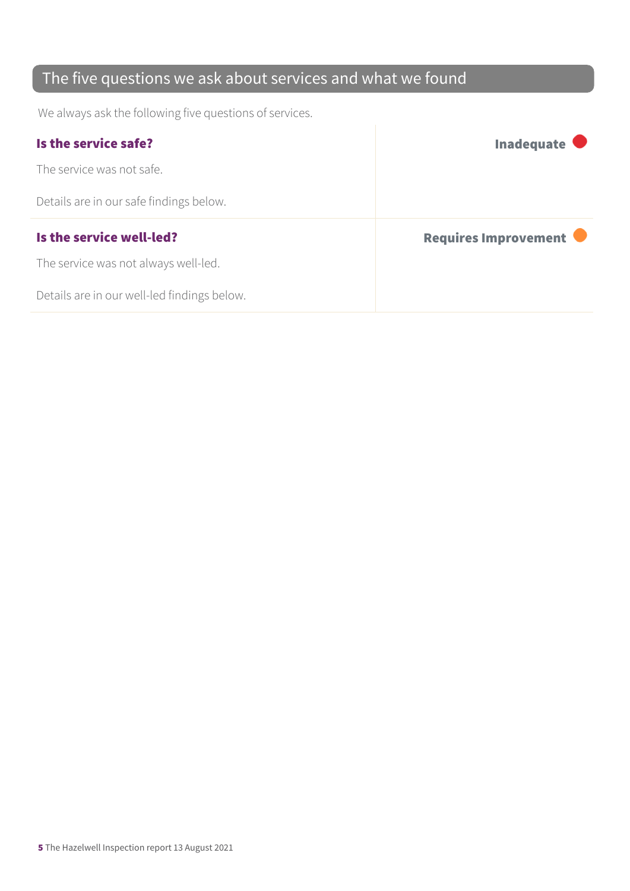## The five questions we ask about services and what we found

We always ask the following five questions of services.

| | |
|---|---|
| **Is the service safe?**<br><br>The service was not safe.<br><br>Details are in our safe findings below. | **Inadequate** |
| **Is the service well-led?**<br><br>The service was not always well-led.<br><br>Details are in our well-led findings below. | **Requires Improvement** |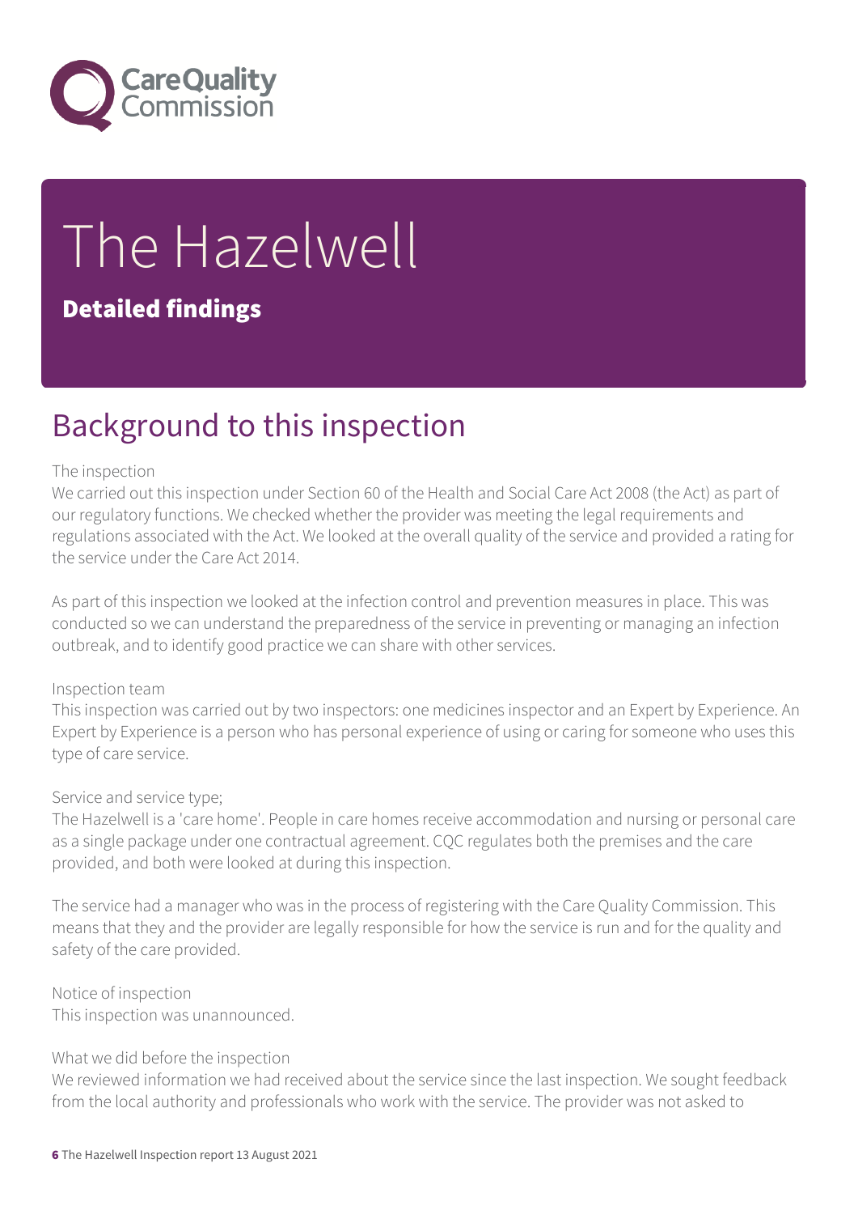# The Hazelwell

**Detailed findings**

## Background to this inspection

The inspection
We carried out this inspection under Section 60 of the Health and Social Care Act 2008 (the Act) as part of our regulatory functions. We checked whether the provider was meeting the legal requirements and regulations associated with the Act. We looked at the overall quality of the service and provided a rating for the service under the Care Act 2014.

As part of this inspection we looked at the infection control and prevention measures in place. This was conducted so we can understand the preparedness of the service in preventing or managing an infection outbreak, and to identify good practice we can share with other services.

Inspection team
This inspection was carried out by two inspectors: one medicines inspector and an Expert by Experience. An Expert by Experience is a person who has personal experience of using or caring for someone who uses this type of care service.

Service and service type;
The Hazelwell is a 'care home'. People in care homes receive accommodation and nursing or personal care as a single package under one contractual agreement. CQC regulates both the premises and the care provided, and both were looked at during this inspection.

The service had a manager who was in the process of registering with the Care Quality Commission. This means that they and the provider are legally responsible for how the service is run and for the quality and safety of the care provided.

Notice of inspection
This inspection was unannounced.

What we did before the inspection
We reviewed information we had received about the service since the last inspection. We sought feedback from the local authority and professionals who work with the service. The provider was not asked to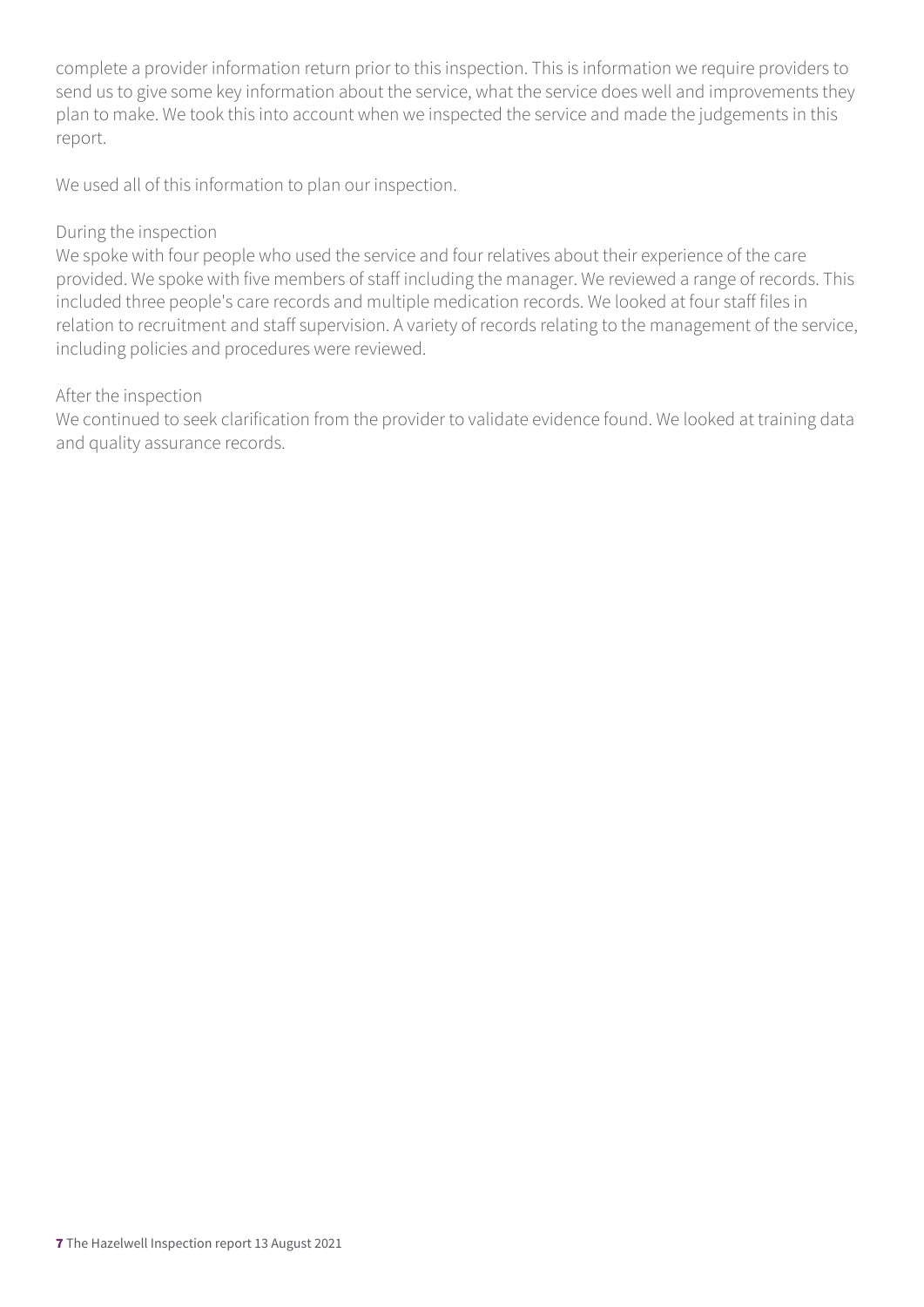complete a provider information return prior to this inspection. This is information we require providers to send us to give some key information about the service, what the service does well and improvements they plan to make. We took this into account when we inspected the service and made the judgements in this report.

We used all of this information to plan our inspection.

During the inspection
We spoke with four people who used the service and four relatives about their experience of the care provided. We spoke with five members of staff including the manager. We reviewed a range of records. This included three people's care records and multiple medication records. We looked at four staff files in relation to recruitment and staff supervision. A variety of records relating to the management of the service, including policies and procedures were reviewed.

After the inspection
We continued to seek clarification from the provider to validate evidence found. We looked at training data and quality assurance records.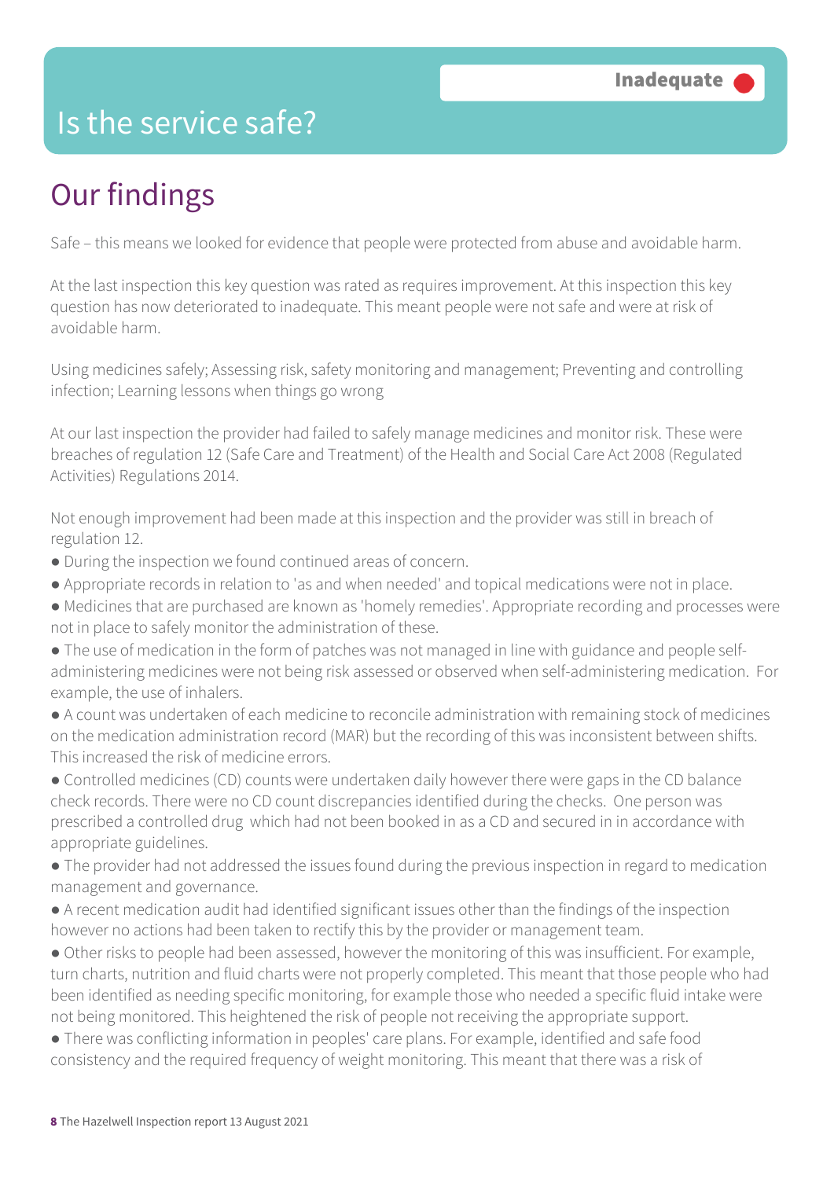# Is the service safe?

**Inadequate**

## Our findings

Safe – this means we looked for evidence that people were protected from abuse and avoidable harm.

At the last inspection this key question was rated as requires improvement. At this inspection this key question has now deteriorated to inadequate. This meant people were not safe and were at risk of avoidable harm.

Using medicines safely; Assessing risk, safety monitoring and management; Preventing and controlling infection; Learning lessons when things go wrong

At our last inspection the provider had failed to safely manage medicines and monitor risk. These were breaches of regulation 12 (Safe Care and Treatment) of the Health and Social Care Act 2008 (Regulated Activities) Regulations 2014.

Not enough improvement had been made at this inspection and the provider was still in breach of regulation 12.

- During the inspection we found continued areas of concern.
- Appropriate records in relation to 'as and when needed' and topical medications were not in place.
- Medicines that are purchased are known as 'homely remedies'. Appropriate recording and processes were not in place to safely monitor the administration of these.
- The use of medication in the form of patches was not managed in line with guidance and people self-administering medicines were not being risk assessed or observed when self-administering medication. For example, the use of inhalers.
- A count was undertaken of each medicine to reconcile administration with remaining stock of medicines on the medication administration record (MAR) but the recording of this was inconsistent between shifts. This increased the risk of medicine errors.
- Controlled medicines (CD) counts were undertaken daily however there were gaps in the CD balance check records. There were no CD count discrepancies identified during the checks. One person was prescribed a controlled drug which had not been booked in as a CD and secured in in accordance with appropriate guidelines.
- The provider had not addressed the issues found during the previous inspection in regard to medication management and governance.
- A recent medication audit had identified significant issues other than the findings of the inspection however no actions had been taken to rectify this by the provider or management team.
- Other risks to people had been assessed, however the monitoring of this was insufficient. For example, turn charts, nutrition and fluid charts were not properly completed. This meant that those people who had been identified as needing specific monitoring, for example those who needed a specific fluid intake were not being monitored. This heightened the risk of people not receiving the appropriate support.
- There was conflicting information in peoples' care plans. For example, identified and safe food consistency and the required frequency of weight monitoring. This meant that there was a risk of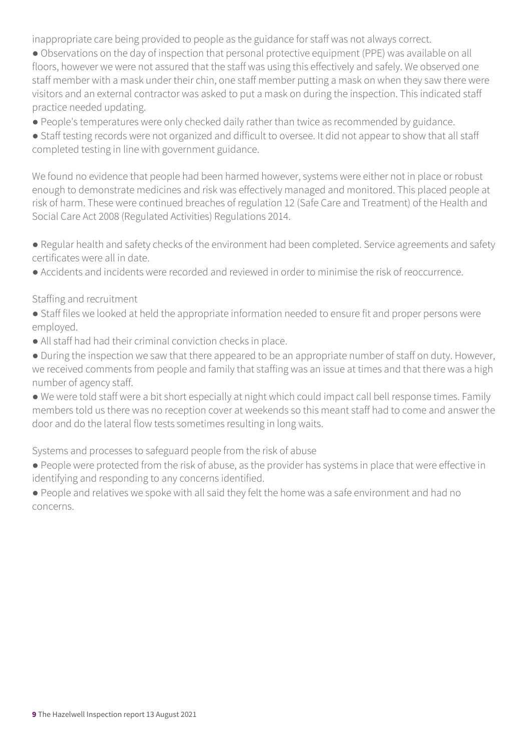inappropriate care being provided to people as the guidance for staff was not always correct.

- Observations on the day of inspection that personal protective equipment (PPE) was available on all floors, however we were not assured that the staff was using this effectively and safely. We observed one staff member with a mask under their chin, one staff member putting a mask on when they saw there were visitors and an external contractor was asked to put a mask on during the inspection. This indicated staff practice needed updating.
- People's temperatures were only checked daily rather than twice as recommended by guidance.
- Staff testing records were not organized and difficult to oversee. It did not appear to show that all staff completed testing in line with government guidance.

We found no evidence that people had been harmed however, systems were either not in place or robust enough to demonstrate medicines and risk was effectively managed and monitored. This placed people at risk of harm. These were continued breaches of regulation 12 (Safe Care and Treatment) of the Health and Social Care Act 2008 (Regulated Activities) Regulations 2014.

- Regular health and safety checks of the environment had been completed. Service agreements and safety certificates were all in date.
- Accidents and incidents were recorded and reviewed in order to minimise the risk of reoccurrence.

Staffing and recruitment

- Staff files we looked at held the appropriate information needed to ensure fit and proper persons were employed.
- All staff had had their criminal conviction checks in place.
- During the inspection we saw that there appeared to be an appropriate number of staff on duty. However, we received comments from people and family that staffing was an issue at times and that there was a high number of agency staff.
- We were told staff were a bit short especially at night which could impact call bell response times. Family members told us there was no reception cover at weekends so this meant staff had to come and answer the door and do the lateral flow tests sometimes resulting in long waits.

Systems and processes to safeguard people from the risk of abuse

- People were protected from the risk of abuse, as the provider has systems in place that were effective in identifying and responding to any concerns identified.
- People and relatives we spoke with all said they felt the home was a safe environment and had no concerns.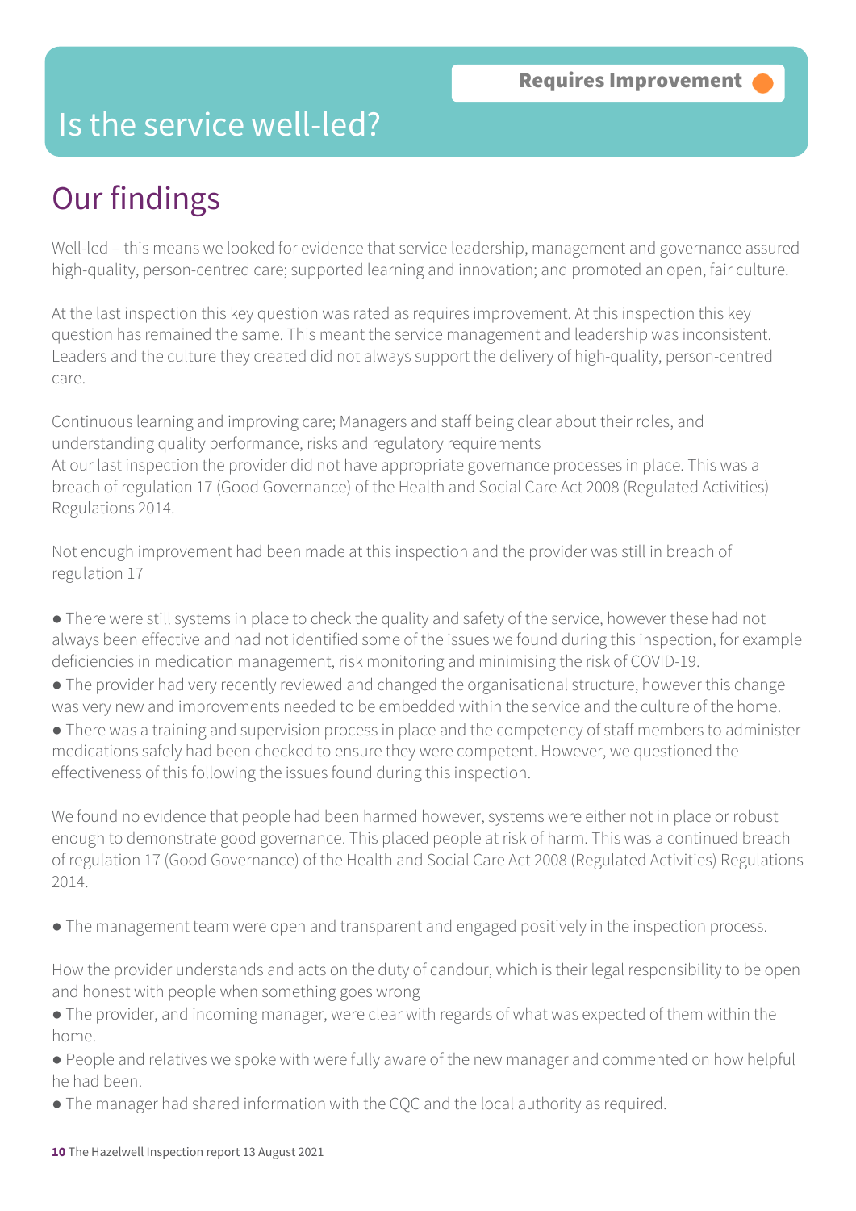# Is the service well-led?

**Requires Improvement**

## Our findings

Well-led – this means we looked for evidence that service leadership, management and governance assured high-quality, person-centred care; supported learning and innovation; and promoted an open, fair culture.

At the last inspection this key question was rated as requires improvement. At this inspection this key question has remained the same. This meant the service management and leadership was inconsistent. Leaders and the culture they created did not always support the delivery of high-quality, person-centred care.

Continuous learning and improving care; Managers and staff being clear about their roles, and understanding quality performance, risks and regulatory requirements
At our last inspection the provider did not have appropriate governance processes in place. This was a breach of regulation 17 (Good Governance) of the Health and Social Care Act 2008 (Regulated Activities) Regulations 2014.

Not enough improvement had been made at this inspection and the provider was still in breach of regulation 17

- There were still systems in place to check the quality and safety of the service, however these had not always been effective and had not identified some of the issues we found during this inspection, for example deficiencies in medication management, risk monitoring and minimising the risk of COVID-19.
- The provider had very recently reviewed and changed the organisational structure, however this change was very new and improvements needed to be embedded within the service and the culture of the home.
- There was a training and supervision process in place and the competency of staff members to administer medications safely had been checked to ensure they were competent. However, we questioned the effectiveness of this following the issues found during this inspection.

We found no evidence that people had been harmed however, systems were either not in place or robust enough to demonstrate good governance. This placed people at risk of harm. This was a continued breach of regulation 17 (Good Governance) of the Health and Social Care Act 2008 (Regulated Activities) Regulations 2014.

- The management team were open and transparent and engaged positively in the inspection process.

How the provider understands and acts on the duty of candour, which is their legal responsibility to be open and honest with people when something goes wrong

- The provider, and incoming manager, were clear with regards of what was expected of them within the home.
- People and relatives we spoke with were fully aware of the new manager and commented on how helpful he had been.
- The manager had shared information with the CQC and the local authority as required.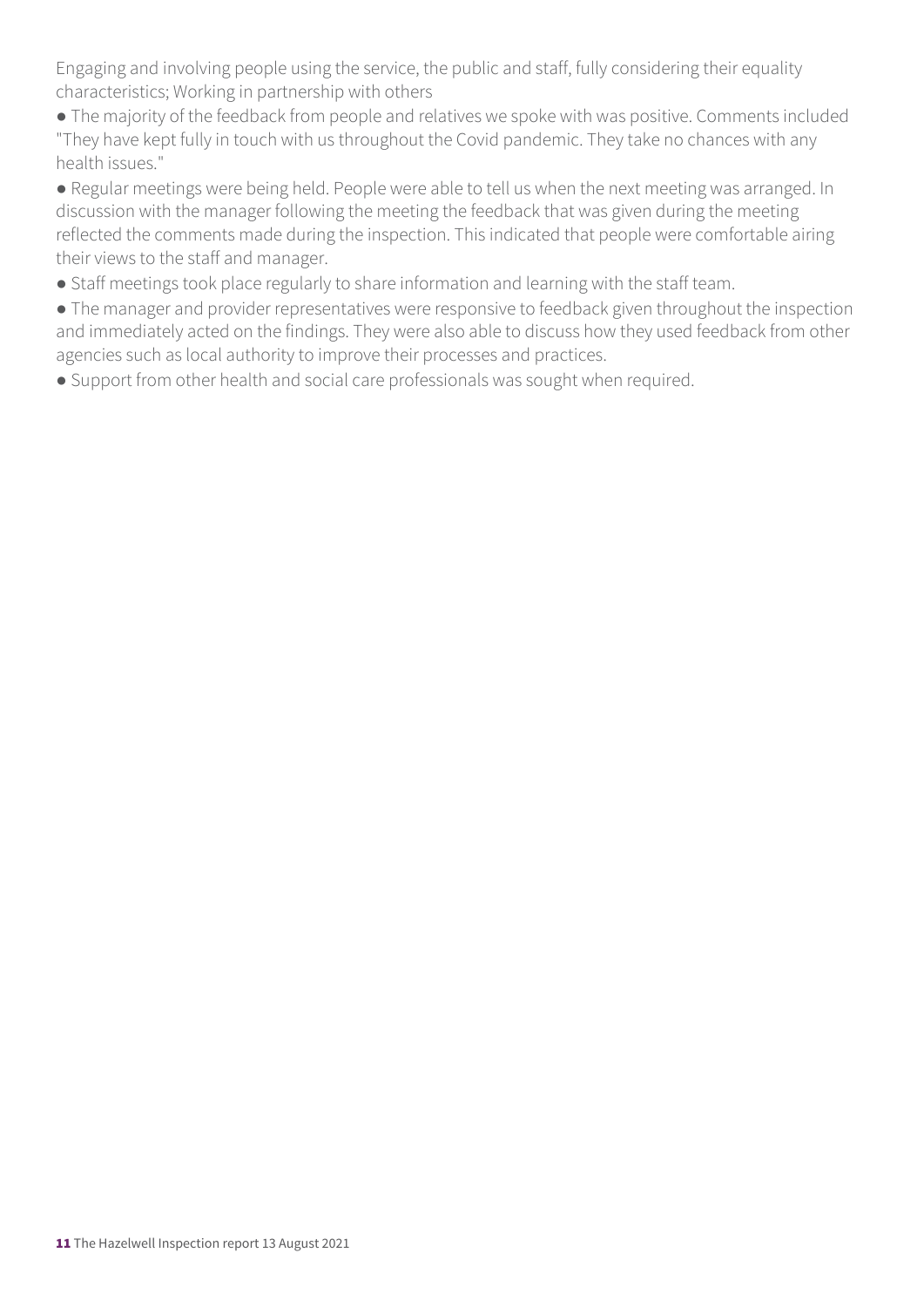Engaging and involving people using the service, the public and staff, fully considering their equality characteristics; Working in partnership with others

- The majority of the feedback from people and relatives we spoke with was positive. Comments included "They have kept fully in touch with us throughout the Covid pandemic. They take no chances with any health issues."
- Regular meetings were being held. People were able to tell us when the next meeting was arranged. In discussion with the manager following the meeting the feedback that was given during the meeting reflected the comments made during the inspection. This indicated that people were comfortable airing their views to the staff and manager.
- Staff meetings took place regularly to share information and learning with the staff team.
- The manager and provider representatives were responsive to feedback given throughout the inspection and immediately acted on the findings. They were also able to discuss how they used feedback from other agencies such as local authority to improve their processes and practices.
- Support from other health and social care professionals was sought when required.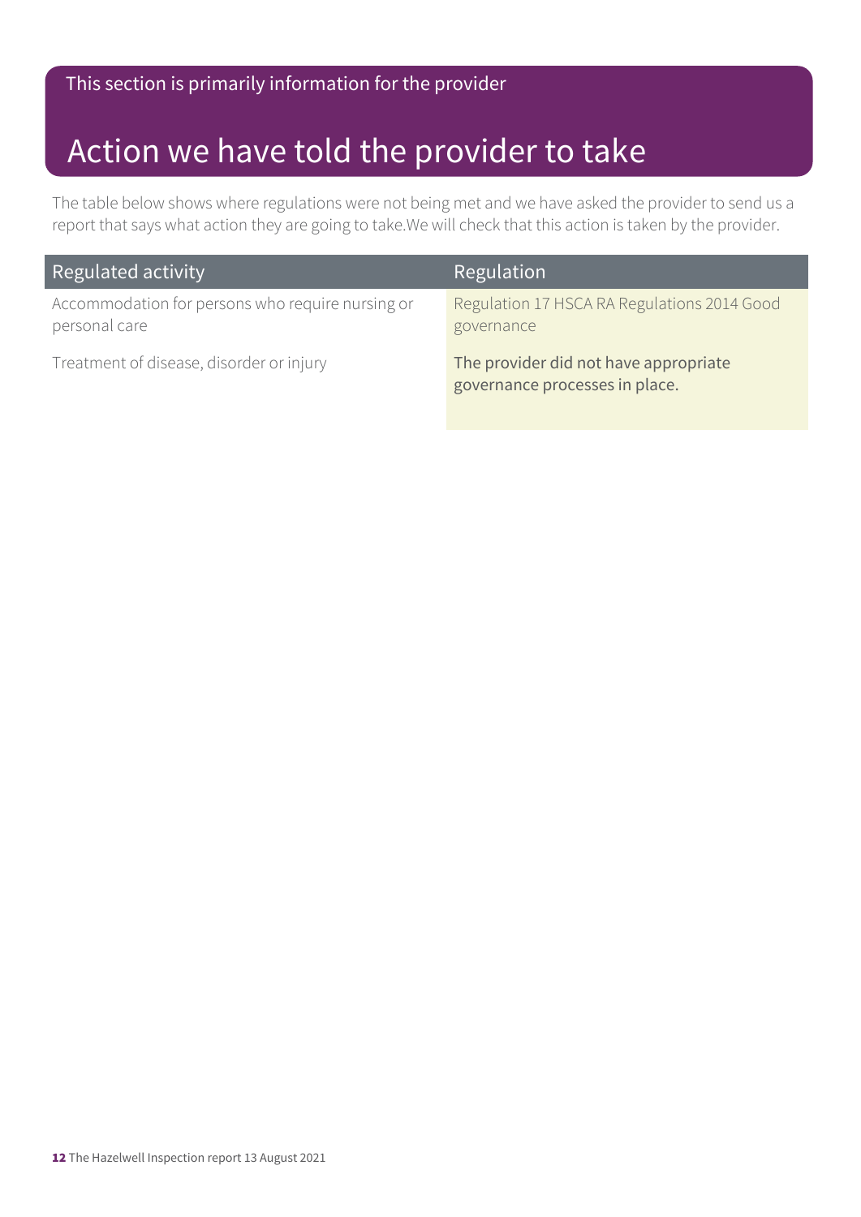This section is primarily information for the provider

# Action we have told the provider to take

The table below shows where regulations were not being met and we have asked the provider to send us a report that says what action they are going to take.We will check that this action is taken by the provider.

| Regulated activity | Regulation |
| --- | --- |
| Accommodation for persons who require nursing or personal care<br><br>Treatment of disease, disorder or injury | Regulation 17 HSCA RA Regulations 2014 Good governance<br><br>The provider did not have appropriate governance processes in place. |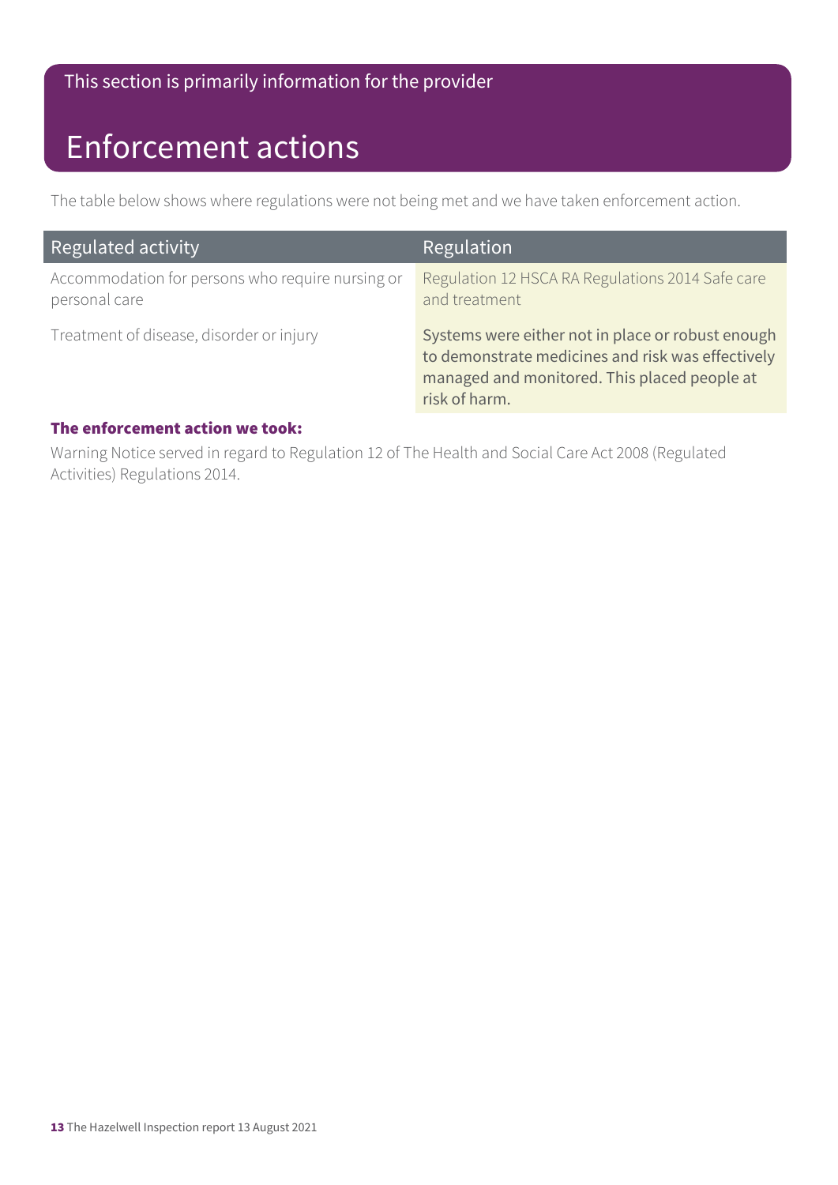This section is primarily information for the provider

# Enforcement actions

The table below shows where regulations were not being met and we have taken enforcement action.

| Regulated activity | Regulation |
| --- | --- |
| Accommodation for persons who require nursing or personal care | Regulation 12 HSCA RA Regulations 2014 Safe care and treatment |
| Treatment of disease, disorder or injury | Systems were either not in place or robust enough to demonstrate medicines and risk was effectively managed and monitored. This placed people at risk of harm. |

**The enforcement action we took:**

Warning Notice served in regard to Regulation 12 of The Health and Social Care Act 2008 (Regulated Activities) Regulations 2014.